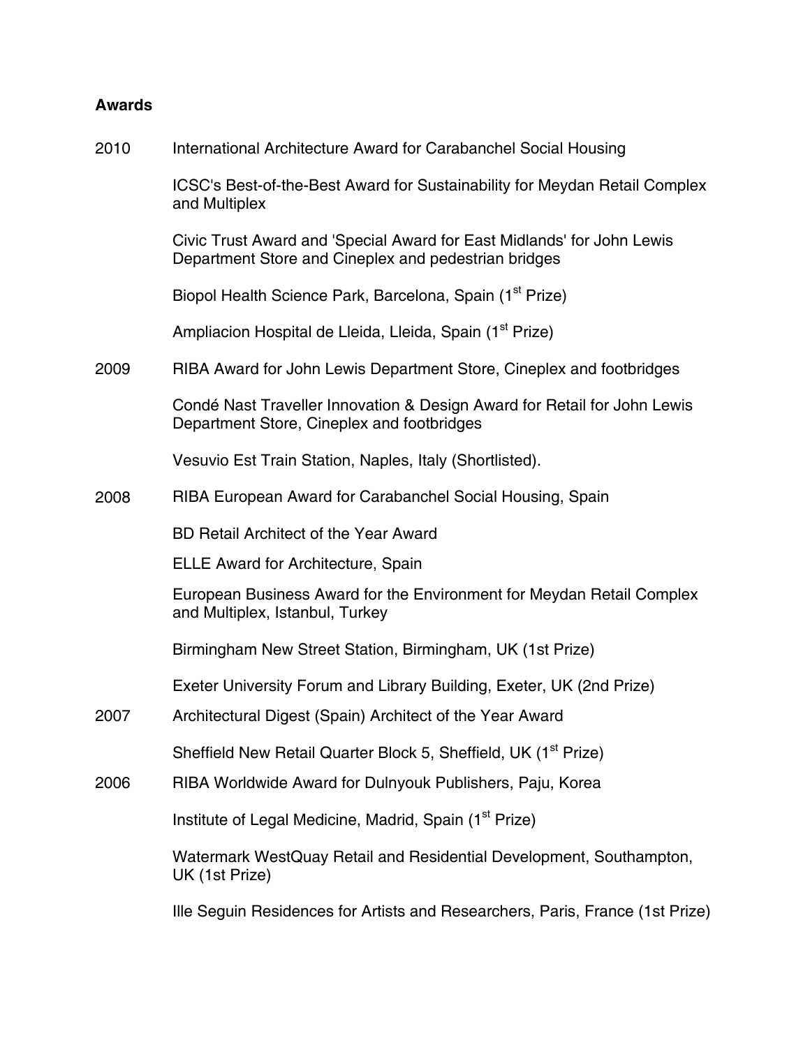## Awards

**2010**

International Architecture Award for Carabanchel Social Housing

ICSC's Best-of-the-Best Award for Sustainability for Meydan Retail Complex and Multiplex

Civic Trust Award and 'Special Award for East Midlands' for John Lewis Department Store and Cineplex and pedestrian bridges

Biopol Health Science Park, Barcelona, Spain (1st Prize)

Ampliacion Hospital de Lleida, Lleida, Spain (1st Prize)

**2009**

RIBA Award for John Lewis Department Store, Cineplex and footbridges

Condé Nast Traveller Innovation & Design Award for Retail for John Lewis Department Store, Cineplex and footbridges

Vesuvio Est Train Station, Naples, Italy (Shortlisted).

**2008**

RIBA European Award for Carabanchel Social Housing, Spain

BD Retail Architect of the Year Award

ELLE Award for Architecture, Spain

European Business Award for the Environment for Meydan Retail Complex and Multiplex, Istanbul, Turkey

Birmingham New Street Station, Birmingham, UK (1st Prize)

Exeter University Forum and Library Building, Exeter, UK (2nd Prize)

**2007**

Architectural Digest (Spain) Architect of the Year Award

Sheffield New Retail Quarter Block 5, Sheffield, UK (1st Prize)

**2006**

RIBA Worldwide Award for Dulnyouk Publishers, Paju, Korea

Institute of Legal Medicine, Madrid, Spain (1st Prize)

Watermark WestQuay Retail and Residential Development, Southampton, UK (1st Prize)

Ille Seguin Residences for Artists and Researchers, Paris, France (1st Prize)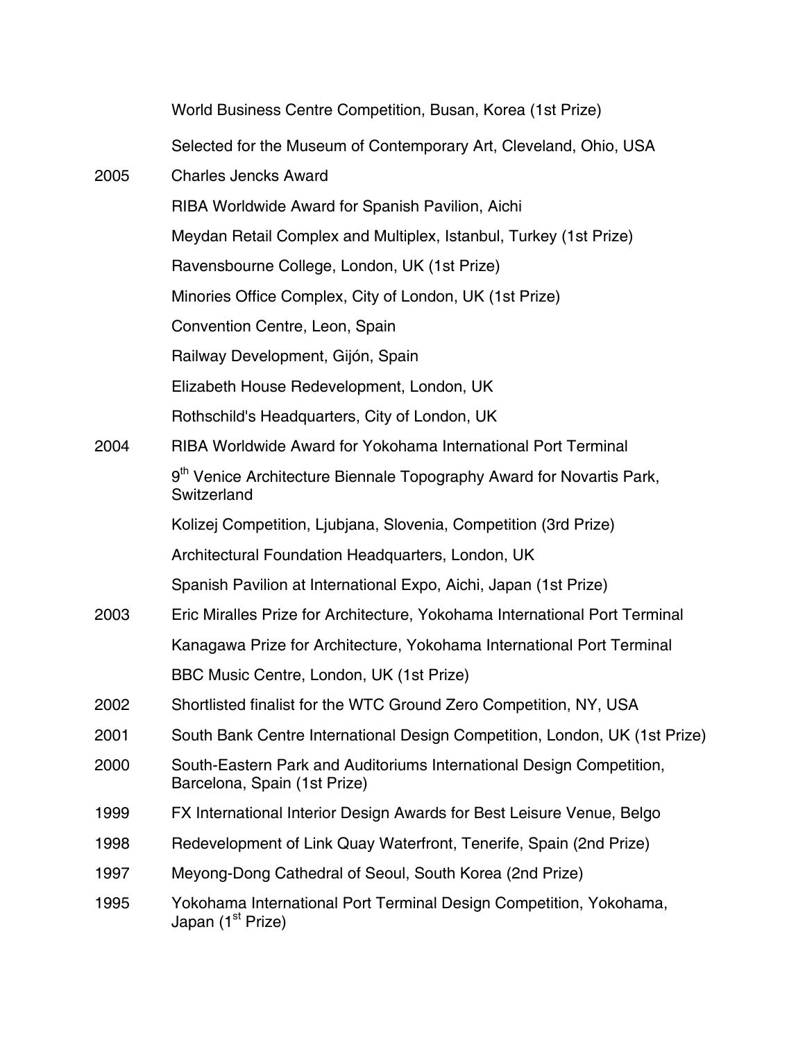| | |
|---|---|
| | World Business Centre Competition, Busan, Korea (1st Prize) |
| | Selected for the Museum of Contemporary Art, Cleveland, Ohio, USA |
| 2005 | Charles Jencks Award |
| | RIBA Worldwide Award for Spanish Pavilion, Aichi |
| | Meydan Retail Complex and Multiplex, Istanbul, Turkey (1st Prize) |
| | Ravensbourne College, London, UK (1st Prize) |
| | Minories Office Complex, City of London, UK (1st Prize) |
| | Convention Centre, Leon, Spain |
| | Railway Development, Gijón, Spain |
| | Elizabeth House Redevelopment, London, UK |
| | Rothschild's Headquarters, City of London, UK |
| 2004 | RIBA Worldwide Award for Yokohama International Port Terminal |
| | 9th Venice Architecture Biennale Topography Award for Novartis Park, Switzerland |
| | Kolizej Competition, Ljubjana, Slovenia, Competition (3rd Prize) |
| | Architectural Foundation Headquarters, London, UK |
| | Spanish Pavilion at International Expo, Aichi, Japan (1st Prize) |
| 2003 | Eric Miralles Prize for Architecture, Yokohama International Port Terminal |
| | Kanagawa Prize for Architecture, Yokohama International Port Terminal |
| | BBC Music Centre, London, UK (1st Prize) |
| 2002 | Shortlisted finalist for the WTC Ground Zero Competition, NY, USA |
| 2001 | South Bank Centre International Design Competition, London, UK (1st Prize) |
| 2000 | South-Eastern Park and Auditoriums International Design Competition, Barcelona, Spain (1st Prize) |
| 1999 | FX International Interior Design Awards for Best Leisure Venue, Belgo |
| 1998 | Redevelopment of Link Quay Waterfront, Tenerife, Spain (2nd Prize) |
| 1997 | Meyong-Dong Cathedral of Seoul, South Korea (2nd Prize) |
| 1995 | Yokohama International Port Terminal Design Competition, Yokohama, Japan (1st Prize) |